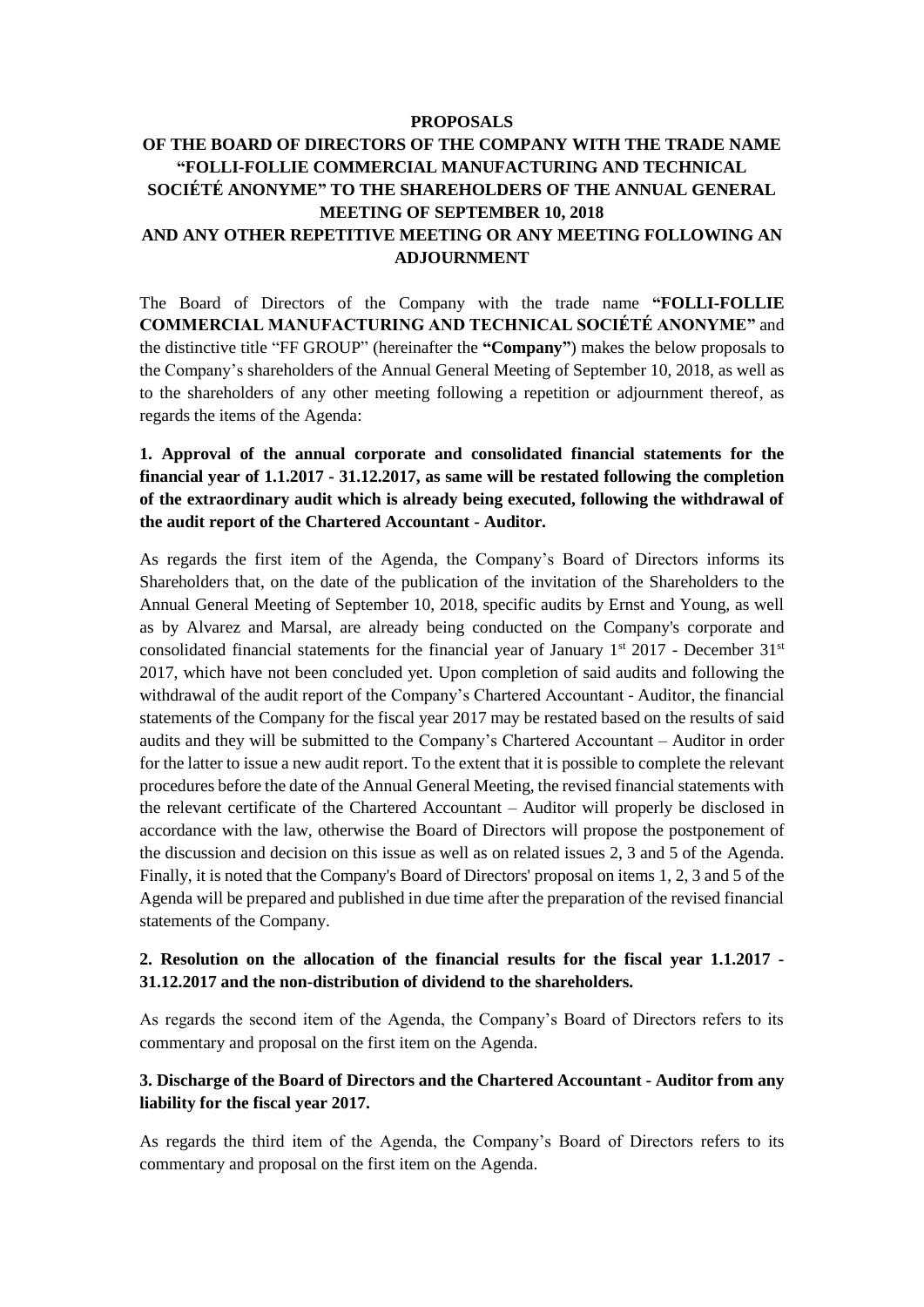# PROPOSALS

## OF THE BOARD OF DIRECTORS OF THE COMPANY WITH THE TRADE NAME "FOLLI-FOLLIE COMMERCIAL MANUFACTURING AND TECHNICAL SOCIÉTÉ ANONYME" TO THE SHAREHOLDERS OF THE ANNUAL GENERAL MEETING OF SEPTEMBER 10, 2018 AND ANY OTHER REPETITIVE MEETING OR ANY MEETING FOLLOWING AN ADJOURNMENT

The Board of Directors of the Company with the trade name **"FOLLI-FOLLIE COMMERCIAL MANUFACTURING AND TECHNICAL SOCIÉTÉ ANONYME"** and the distinctive title "FF GROUP" (hereinafter the **"Company"**) makes the below proposals to the Company's shareholders of the Annual General Meeting of September 10, 2018, as well as to the shareholders of any other meeting following a repetition or adjournment thereof, as regards the items of the Agenda:

**1. Approval of the annual corporate and consolidated financial statements for the financial year of 1.1.2017 - 31.12.2017, as same will be restated following the completion of the extraordinary audit which is already being executed, following the withdrawal of the audit report of the Chartered Accountant - Auditor.**

As regards the first item of the Agenda, the Company's Board of Directors informs its Shareholders that, on the date of the publication of the invitation of the Shareholders to the Annual General Meeting of September 10, 2018, specific audits by Ernst and Young, as well as by Alvarez and Marsal, are already being conducted on the Company's corporate and consolidated financial statements for the financial year of January 1st 2017 - December 31st 2017, which have not been concluded yet. Upon completion of said audits and following the withdrawal of the audit report of the Company's Chartered Accountant - Auditor, the financial statements of the Company for the fiscal year 2017 may be restated based on the results of said audits and they will be submitted to the Company's Chartered Accountant – Auditor in order for the latter to issue a new audit report. To the extent that it is possible to complete the relevant procedures before the date of the Annual General Meeting, the revised financial statements with the relevant certificate of the Chartered Accountant – Auditor will properly be disclosed in accordance with the law, otherwise the Board of Directors will propose the postponement of the discussion and decision on this issue as well as on related issues 2, 3 and 5 of the Agenda. Finally, it is noted that the Company's Board of Directors' proposal on items 1, 2, 3 and 5 of the Agenda will be prepared and published in due time after the preparation of the revised financial statements of the Company.

**2. Resolution on the allocation of the financial results for the fiscal year 1.1.2017 - 31.12.2017 and the non-distribution of dividend to the shareholders.**

As regards the second item of the Agenda, the Company's Board of Directors refers to its commentary and proposal on the first item on the Agenda.

**3. Discharge of the Board of Directors and the Chartered Accountant - Auditor from any liability for the fiscal year 2017.**

As regards the third item of the Agenda, the Company's Board of Directors refers to its commentary and proposal on the first item on the Agenda.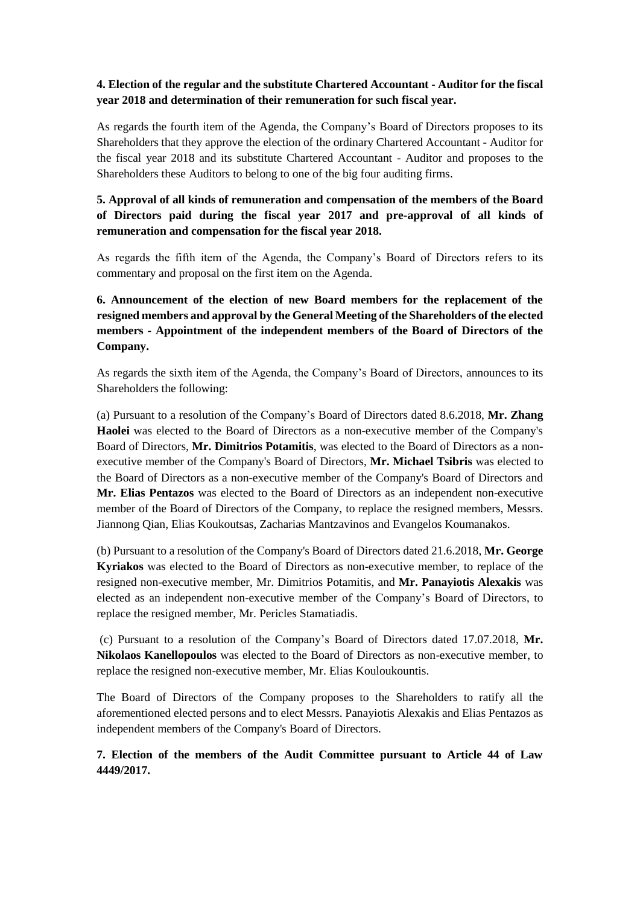**4. Election of the regular and the substitute Chartered Accountant - Auditor for the fiscal year 2018 and determination of their remuneration for such fiscal year.**

As regards the fourth item of the Agenda, the Company's Board of Directors proposes to its Shareholders that they approve the election of the ordinary Chartered Accountant - Auditor for the fiscal year 2018 and its substitute Chartered Accountant - Auditor and proposes to the Shareholders these Auditors to belong to one of the big four auditing firms.

**5. Approval of all kinds of remuneration and compensation of the members of the Board of Directors paid during the fiscal year 2017 and pre-approval of all kinds of remuneration and compensation for the fiscal year 2018.**

As regards the fifth item of the Agenda, the Company's Board of Directors refers to its commentary and proposal on the first item on the Agenda.

**6. Announcement of the election of new Board members for the replacement of the resigned members and approval by the General Meeting of the Shareholders of the elected members - Appointment of the independent members of the Board of Directors of the Company.**

As regards the sixth item of the Agenda, the Company's Board of Directors, announces to its Shareholders the following:

(a) Pursuant to a resolution of the Company's Board of Directors dated 8.6.2018, **Mr. Zhang Haolei** was elected to the Board of Directors as a non-executive member of the Company's Board of Directors, **Mr. Dimitrios Potamitis**, was elected to the Board of Directors as a non-executive member of the Company's Board of Directors, **Mr. Michael Tsibris** was elected to the Board of Directors as a non-executive member of the Company's Board of Directors and **Mr. Elias Pentazos** was elected to the Board of Directors as an independent non-executive member of the Board of Directors of the Company, to replace the resigned members, Messrs. Jiannong Qian, Elias Koukoutsas, Zacharias Mantzavinos and Evangelos Koumanakos.

(b) Pursuant to a resolution of the Company's Board of Directors dated 21.6.2018, **Mr. George Kyriakos** was elected to the Board of Directors as non-executive member, to replace of the resigned non-executive member, Mr. Dimitrios Potamitis, and **Mr. Panayiotis Alexakis** was elected as an independent non-executive member of the Company's Board of Directors, to replace the resigned member, Mr. Pericles Stamatiadis.

(c) Pursuant to a resolution of the Company's Board of Directors dated 17.07.2018, **Mr. Nikolaos Kanellopoulos** was elected to the Board of Directors as non-executive member, to replace the resigned non-executive member, Mr. Elias Kouloukountis.

The Board of Directors of the Company proposes to the Shareholders to ratify all the aforementioned elected persons and to elect Messrs. Panayiotis Alexakis and Elias Pentazos as independent members of the Company's Board of Directors.

**7. Election of the members of the Audit Committee pursuant to Article 44 of Law 4449/2017.**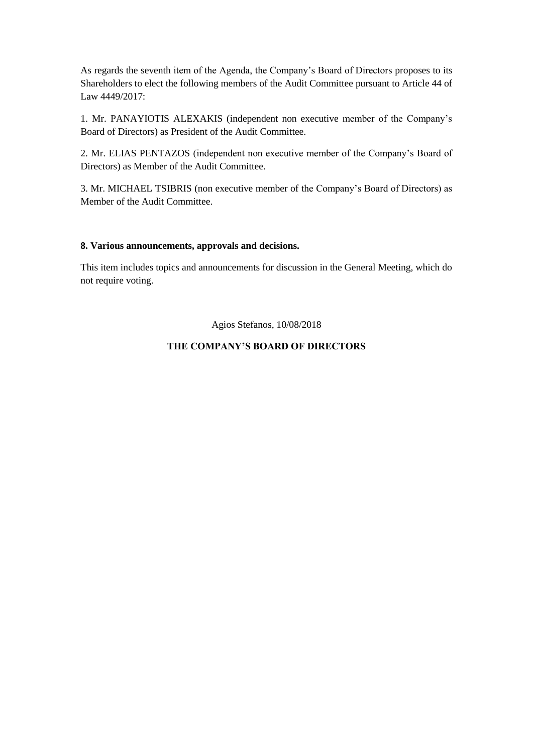As regards the seventh item of the Agenda, the Company's Board of Directors proposes to its Shareholders to elect the following members of the Audit Committee pursuant to Article 44 of Law 4449/2017:

1. Mr. PANAYIOTIS ALEXAKIS (independent non executive member of the Company's Board of Directors) as President of the Audit Committee.

2. Mr. ELIAS PENTAZOS (independent non executive member of the Company's Board of Directors) as Member of the Audit Committee.

3. Mr. MICHAEL TSIBRIS (non executive member of the Company's Board of Directors) as Member of the Audit Committee.

**8. Various announcements, approvals and decisions.**

This item includes topics and announcements for discussion in the General Meeting, which do not require voting.

Agios Stefanos, 10/08/2018

**THE COMPANY'S BOARD OF DIRECTORS**